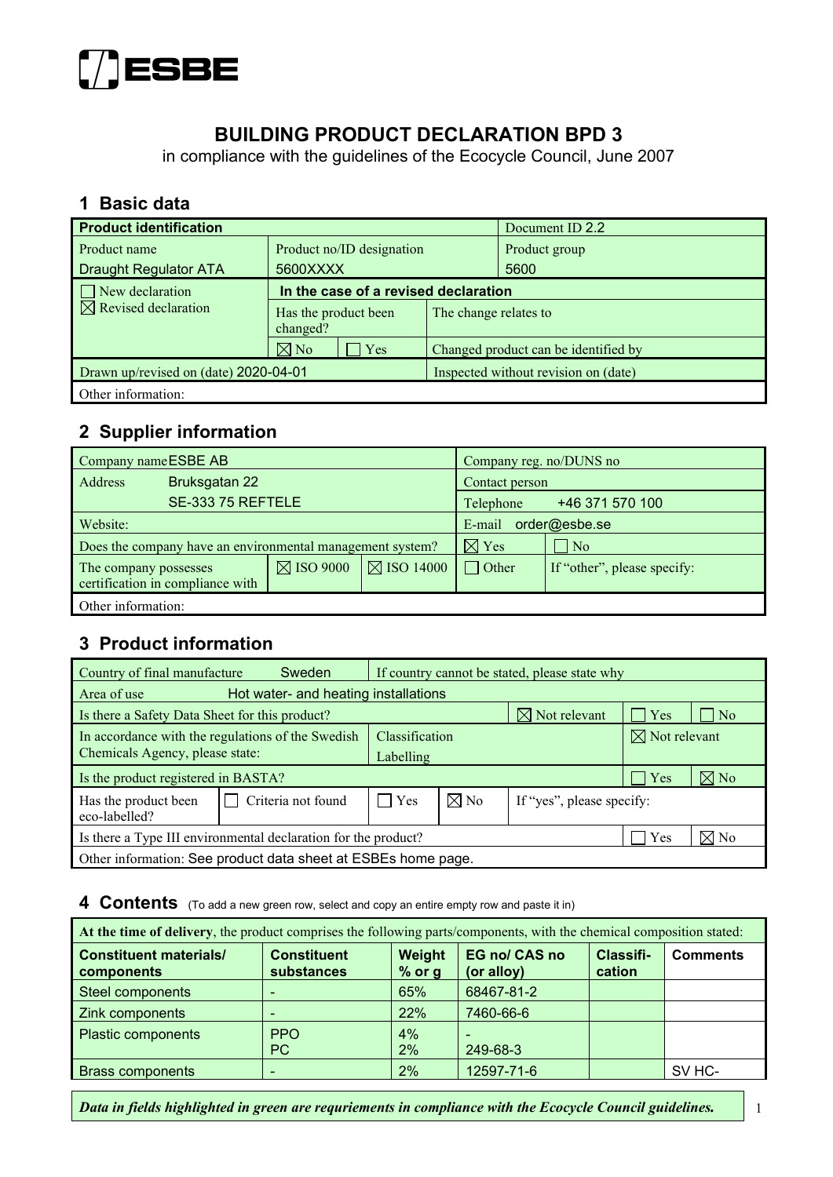ESBE

# BUILDING PRODUCT DECLARATION BPD 3

in compliance with the guidelines of the Ecocycle Council, June 2007

## 1 Basic data

| **Product identification** | | | Document ID 2.2 |
|---|---|---|---|
| Product name<br>Draught Regulator ATA | Product no/ID designation<br>5600XXXX | | Product group<br>5600 |
| ☐ New declaration<br>☒ Revised declaration | **In the case of a revised declaration** | | |
| | Has the product been changed? | The change relates to | |
| | ☒ No ☐ Yes | Changed product can be identified by | |
| Drawn up/revised on (date) 2020-04-01 | | Inspected without revision on (date) | |
| Other information: | | | |

## 2 Supplier information

| Company name ESBE AB | | | Company reg. no/DUNS no | |
|---|---|---|---|---|
| Address Bruksgatan 22<br>SE-333 75 REFTELE | | | Contact person<br>Telephone +46 371 570 100 | |
| Website: | | | E-mail order@esbe.se | |
| Does the company have an environmental management system? | | | ☒ Yes | ☐ No |
| The company possesses certification in compliance with | ☒ ISO 9000 | ☒ ISO 14000 | ☐ Other | If "other", please specify: |
| Other information: | | | | |

## 3 Product information

| Country of final manufacture Sweden | | If country cannot be stated, please state why | | | |
|---|---|---|---|---|---|
| Area of use Hot water- and heating installations | | | | | |
| Is there a Safety Data Sheet for this product? | | | ☒ Not relevant | ☐ Yes | ☐ No |
| In accordance with the regulations of the Swedish Chemicals Agency, please state: | | Classification<br>Labelling | | ☒ Not relevant | |
| Is the product registered in BASTA? | | | | ☐ Yes | ☒ No |
| Has the product been eco-labelled? | ☐ Criteria not found | ☐ Yes | ☒ No | If "yes", please specify: | |
| Is there a Type III environmental declaration for the product? | | | | ☐ Yes | ☒ No |
| Other information: See product data sheet at ESBEs home page. | | | | | |

## 4 Contents (To add a new green row, select and copy an entire empty row and paste it in)

**At the time of delivery**, the product comprises the following parts/components, with the chemical composition stated:

| **Constituent materials/ components** | **Constituent substances** | **Weight % or g** | **EG no/ CAS no (or alloy)** | **Classifi-cation** | **Comments** |
|---|---|---|---|---|---|
| Steel components | - | 65% | 68467-81-2 | | |
| Zink components | - | 22% | 7460-66-6 | | |
| Plastic components | PPO<br>PC | 4%<br>2% | -<br>249-68-3 | | |
| Brass components | - | 2% | 12597-71-6 | | SV HC- |

***Data in fields highlighted in green are requriements in compliance with the Ecocycle Council guidelines.***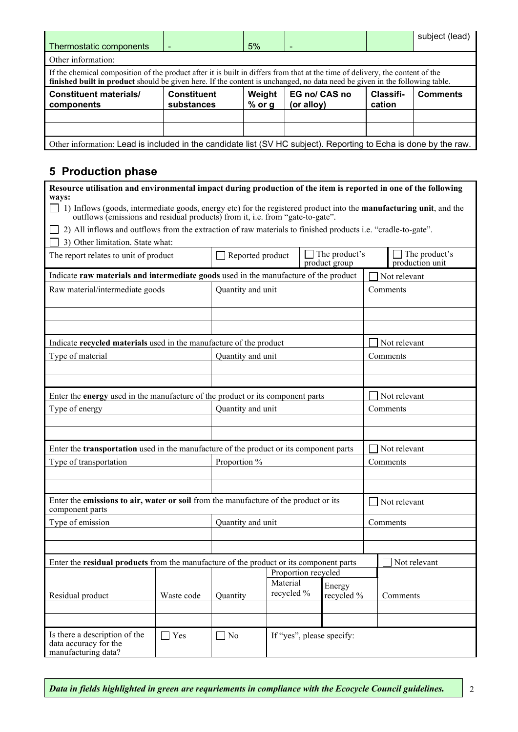| Thermostatic components | - | 5% | - | | subject (lead) |
|---|---|---|---|---|---|
| Other information: | | | | | |

If the chemical composition of the product after it is built in differs from that at the time of delivery, the content of the **finished built in product** should be given here. If the content is unchanged, no data need be given in the following table.

| Constituent materials/ components | Constituent substances | Weight % or g | EG no/ CAS no (or alloy) | Classifi-cation | Comments |
|---|---|---|---|---|---|
| | | | | | |
| | | | | | |

Other information: Lead is included in the candidate list (SV HC subject). Reporting to Echa is done by the raw.

## 5 Production phase

**Resource utilisation and environmental impact during production of the item is reported in one of the following ways:**

☐ 1) Inflows (goods, intermediate goods, energy etc) for the registered product into the **manufacturing unit**, and the outflows (emissions and residual products) from it, i.e. from "gate-to-gate".

☐ 2) All inflows and outflows from the extraction of raw materials to finished products i.e. "cradle-to-gate".

☐ 3) Other limitation. State what:

| The report relates to unit of product | ☐ Reported product | ☐ The product's product group | ☐ The product's production unit |
|---|---|---|---|

| Indicate **raw materials and intermediate goods** used in the manufacture of the product | | ☐ Not relevant |
|---|---|---|
| Raw material/intermediate goods | Quantity and unit | Comments |
| | | |
| | | |
| | | |

| Indicate **recycled materials** used in the manufacture of the product | | ☐ Not relevant |
|---|---|---|
| Type of material | Quantity and unit | Comments |
| | | |
| | | |

| Enter the **energy** used in the manufacture of the product or its component parts | | ☐ Not relevant |
|---|---|---|
| Type of energy | Quantity and unit | Comments |
| | | |
| | | |

| Enter the **transportation** used in the manufacture of the product or its component parts | | ☐ Not relevant |
|---|---|---|
| Type of transportation | Proportion % | Comments |
| | | |
| | | |

| Enter the **emissions to air, water or soil** from the manufacture of the product or its component parts | | ☐ Not relevant |
|---|---|---|
| Type of emission | Quantity and unit | Comments |
| | | |
| | | |

| Enter the **residual products** from the manufacture of the product or its component parts | | | | | ☐ Not relevant |
|---|---|---|---|---|---|
| | | | Proportion recycled | | |
| Residual product | Waste code | Quantity | Material recycled % | Energy recycled % | Comments |
| | | | | | |
| | | | | | |

| Is there a description of the data accuracy for the manufacturing data? | ☐ Yes | ☐ No | If "yes", please specify: |
|---|---|---|---|

***Data in fields highlighted in green are requriements in compliance with the Ecocycle Council guidelines.***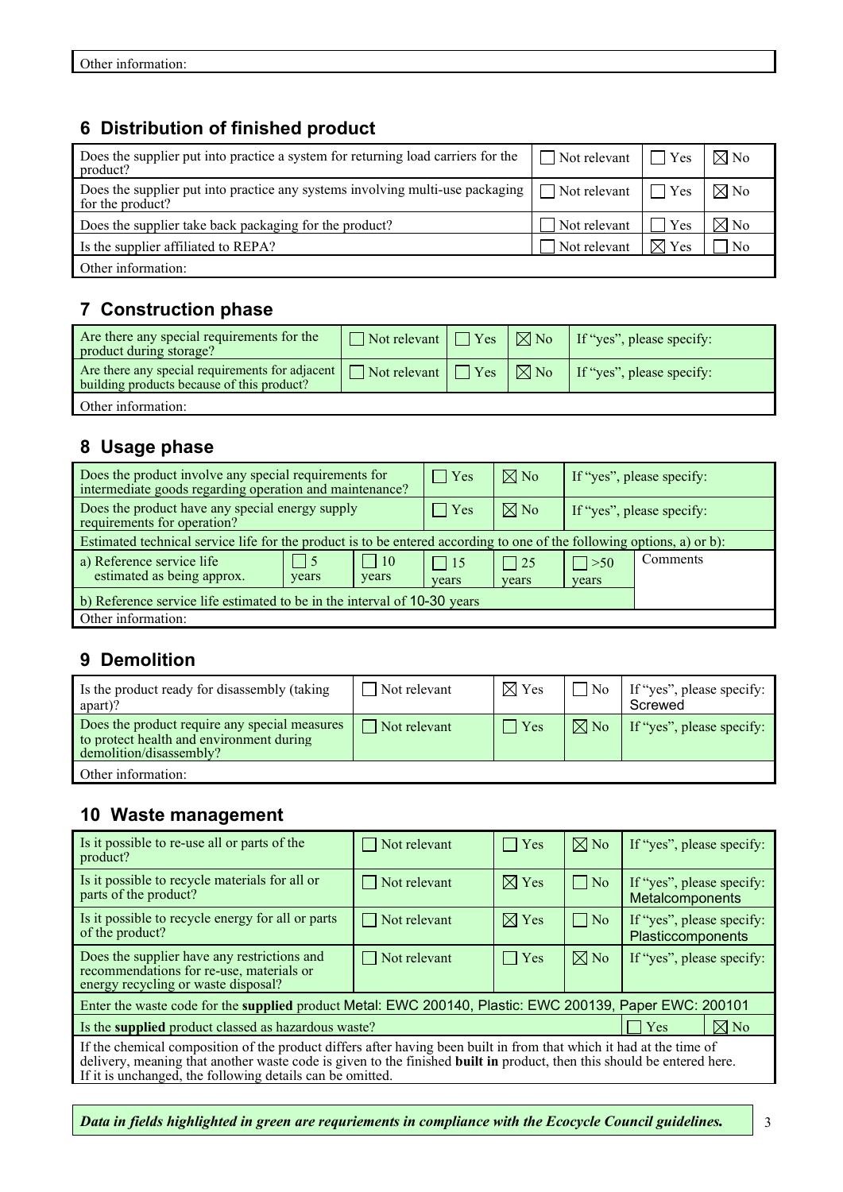| Other information: |
|---|

## 6 Distribution of finished product

| Question | Not relevant | Yes | No |
|---|---|---|---|
| Does the supplier put into practice a system for returning load carriers for the product? | ☐ Not relevant | ☐ Yes | ☒ No |
| Does the supplier put into practice any systems involving multi-use packaging for the product? | ☐ Not relevant | ☐ Yes | ☒ No |
| Does the supplier take back packaging for the product? | ☐ Not relevant | ☐ Yes | ☒ No |
| Is the supplier affiliated to REPA? | ☐ Not relevant | ☒ Yes | ☐ No |
| Other information: | | | |

## 7 Construction phase

| Question | Not relevant | Yes | No | If "yes", please specify |
|---|---|---|---|---|
| Are there any special requirements for the product during storage? | ☐ Not relevant | ☐ Yes | ☒ No | If "yes", please specify: |
| Are there any special requirements for adjacent building products because of this product? | ☐ Not relevant | ☐ Yes | ☒ No | If "yes", please specify: |
| Other information: | | | | |

## 8 Usage phase

| Question | | | Yes | No | If "yes", please specify | |
|---|---|---|---|---|---|---|
| Does the product involve any special requirements for intermediate goods regarding operation and maintenance? | | | ☐ Yes | ☒ No | If "yes", please specify: | |
| Does the product have any special energy supply requirements for operation? | | | ☐ Yes | ☒ No | If "yes", please specify: | |
| Estimated technical service life for the product is to be entered according to one of the following options, a) or b): | | | | | | |
| a) Reference service life estimated as being approx. | ☐ 5 years | ☐ 10 years | ☐ 15 years | ☐ 25 years | ☐ >50 years | Comments |
| b) Reference service life estimated to be in the interval of 10-30 years | | | | | | |
| Other information: | | | | | | |

## 9 Demolition

| Question | Not relevant | Yes | No | If "yes", please specify |
|---|---|---|---|---|
| Is the product ready for disassembly (taking apart)? | ☐ Not relevant | ☒ Yes | ☐ No | If "yes", please specify: Screwed |
| Does the product require any special measures to protect health and environment during demolition/disassembly? | ☐ Not relevant | ☐ Yes | ☒ No | If "yes", please specify: |
| Other information: | | | | |

## 10 Waste management

| Question | Not relevant | Yes | No | If "yes", please specify | |
|---|---|---|---|---|---|
| Is it possible to re-use all or parts of the product? | ☐ Not relevant | ☐ Yes | ☒ No | If "yes", please specify: | |
| Is it possible to recycle materials for all or parts of the product? | ☐ Not relevant | ☒ Yes | ☐ No | If "yes", please specify: Metalcomponents | |
| Is it possible to recycle energy for all or parts of the product? | ☐ Not relevant | ☒ Yes | ☐ No | If "yes", please specify: Plasticcomponents | |
| Does the supplier have any restrictions and recommendations for re-use, materials or energy recycling or waste disposal? | ☐ Not relevant | ☐ Yes | ☒ No | If "yes", please specify: | |
| Enter the waste code for the **supplied** product Metal: EWC 200140, Plastic: EWC 200139, Paper EWC: 200101 | | | | | |
| Is the **supplied** product classed as hazardous waste? | | | | ☐ Yes | ☒ No |
| If the chemical composition of the product differs after having been built in from that which it had at the time of delivery, meaning that another waste code is given to the finished **built in** product, then this should be entered here. If it is unchanged, the following details can be omitted. | | | | | |

***Data in fields highlighted in green are requriements in compliance with the Ecocycle Council guidelines.***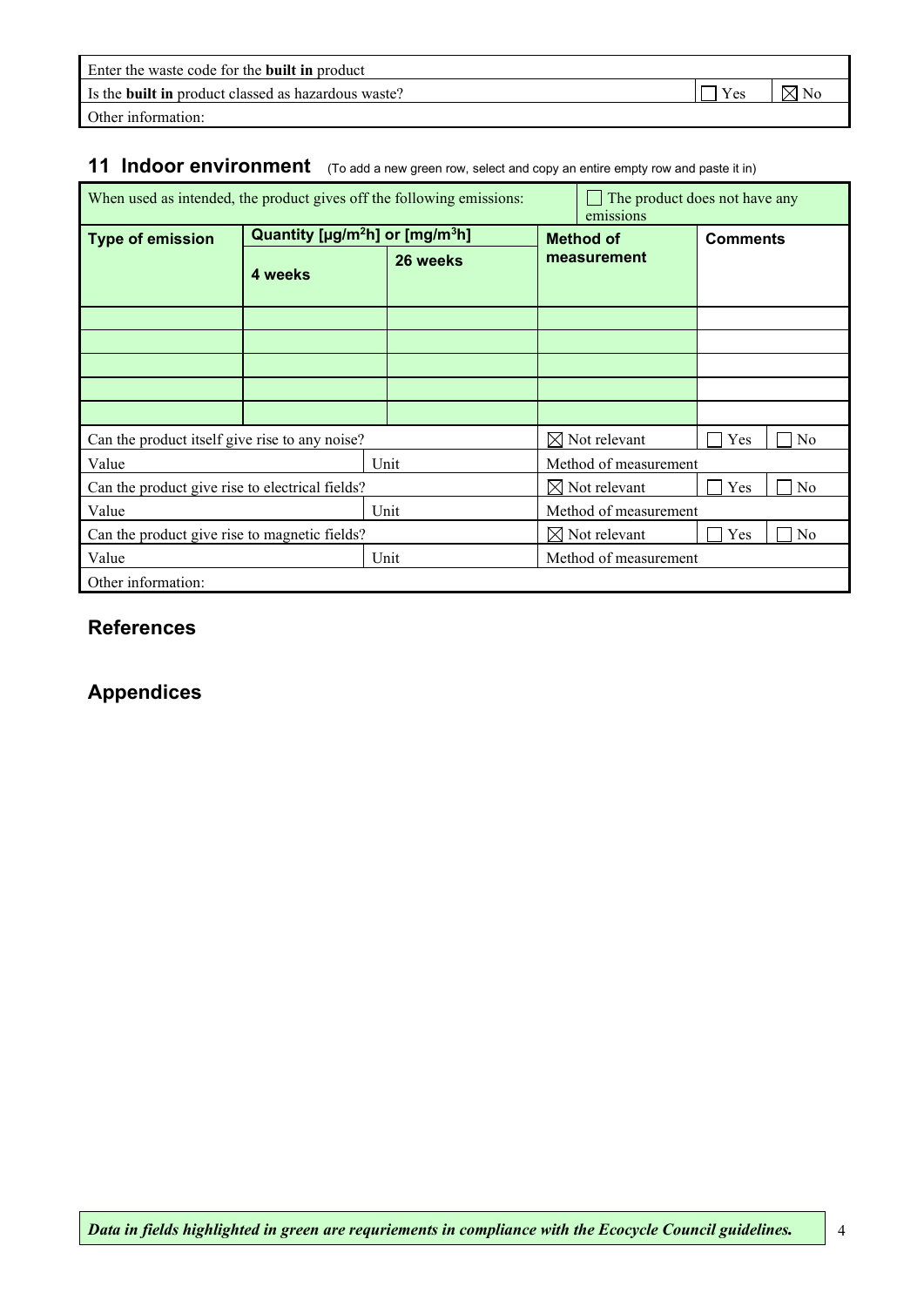| | | |
|---|---|---|
| Enter the waste code for the **built in** product | | |
| Is the **built in** product classed as hazardous waste? | ☐ Yes | ☒ No |
| Other information: | | |

## 11 Indoor environment

(To add a new green row, select and copy an entire empty row and paste it in)

| When used as intended, the product gives off the following emissions: | | | ☐ The product does not have any emissions | |
|---|---|---|---|---|
| **Type of emission** | **Quantity [µg/m²h] or [mg/m³h]** | | **Method of measurement** | **Comments** |
| | **4 weeks** | **26 weeks** | | |
| | | | | |
| | | | | |
| | | | | |
| | | | | |
| | | | | |

| | | | | |
|---|---|---|---|---|
| Can the product itself give rise to any noise? | | ☒ Not relevant | ☐ Yes | ☐ No |
| Value | Unit | Method of measurement | | |
| Can the product give rise to electrical fields? | | ☒ Not relevant | ☐ Yes | ☐ No |
| Value | Unit | Method of measurement | | |
| Can the product give rise to magnetic fields? | | ☒ Not relevant | ☐ Yes | ☐ No |
| Value | Unit | Method of measurement | | |
| Other information: | | | | |

## References

## Appendices

*Data in fields highlighted in green are requriements in compliance with the Ecocycle Council guidelines.*